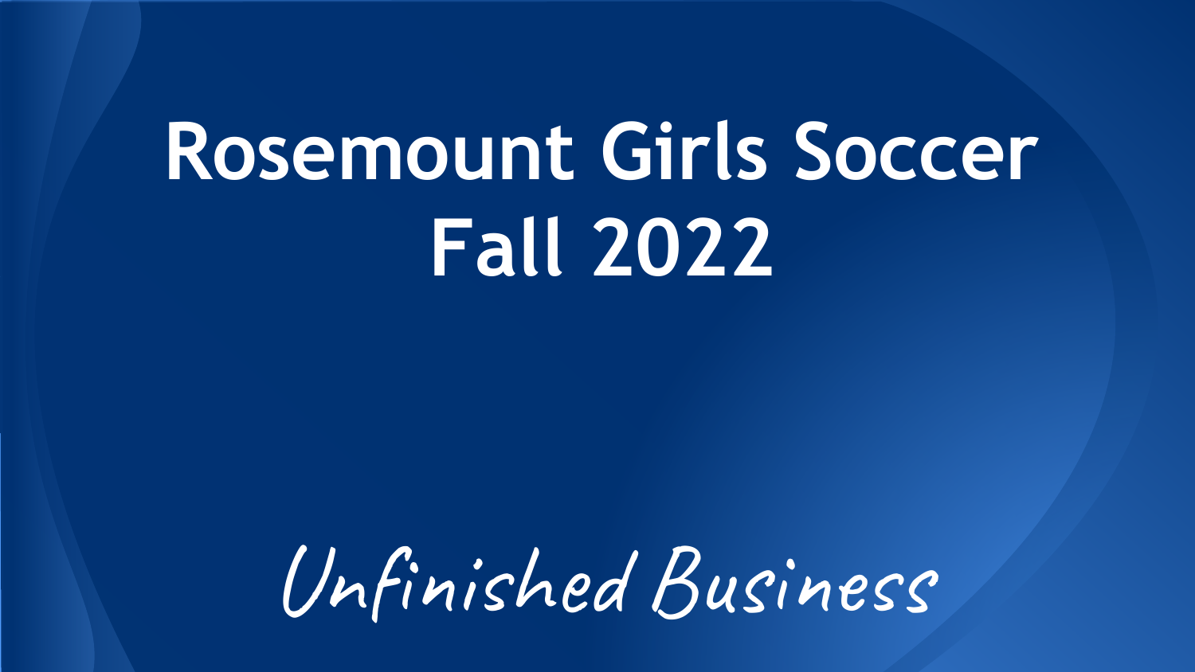# Rosemount Girls Soccer Fall 2022

*Unfinished Business*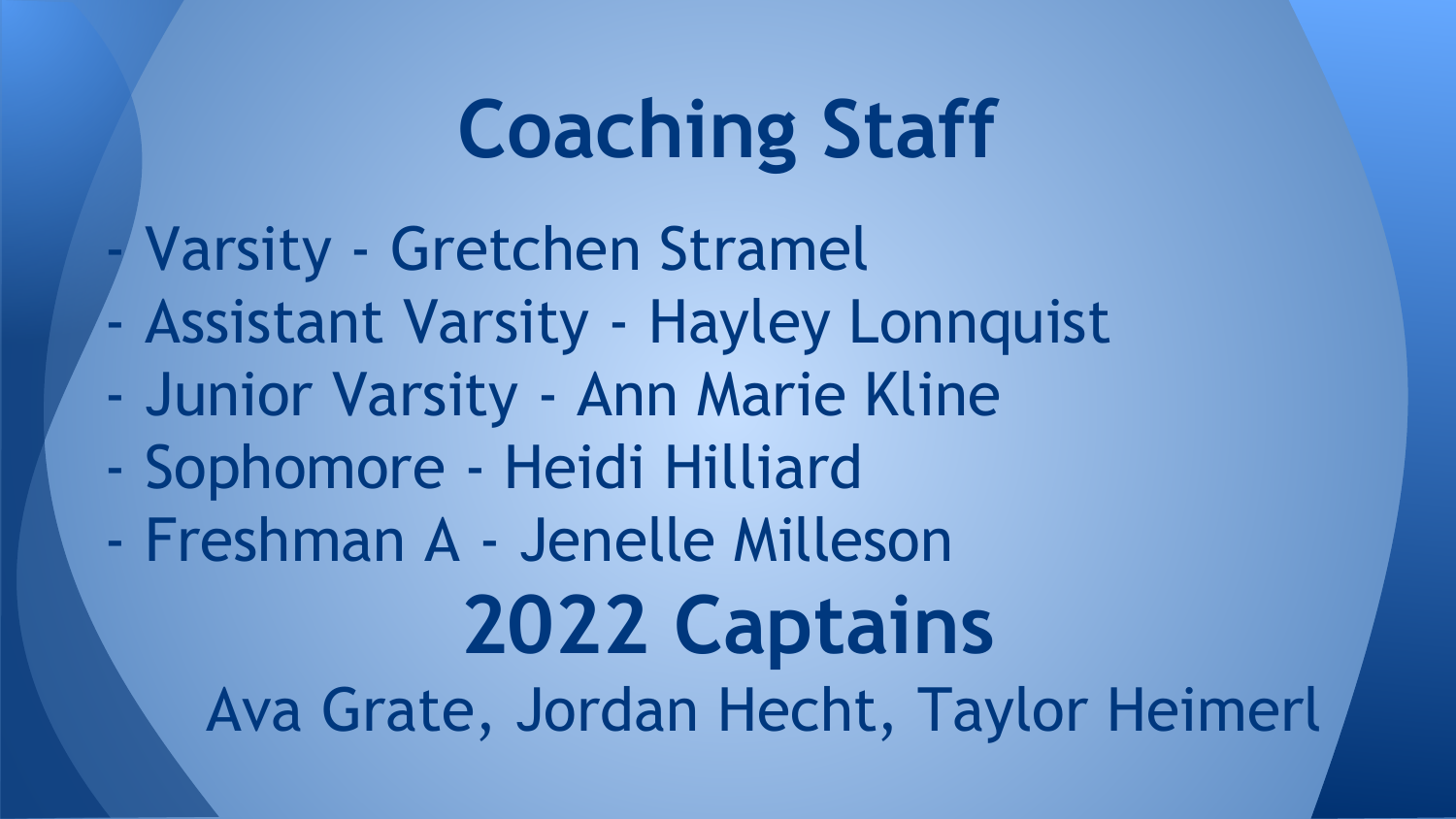# Coaching Staff

- Varsity - Gretchen Stramel
- Assistant Varsity - Hayley Lonnquist
- Junior Varsity - Ann Marie Kline
- Sophomore - Heidi Hilliard
- Freshman A - Jenelle Milleson

# 2022 Captains

Ava Grate, Jordan Hecht, Taylor Heimerl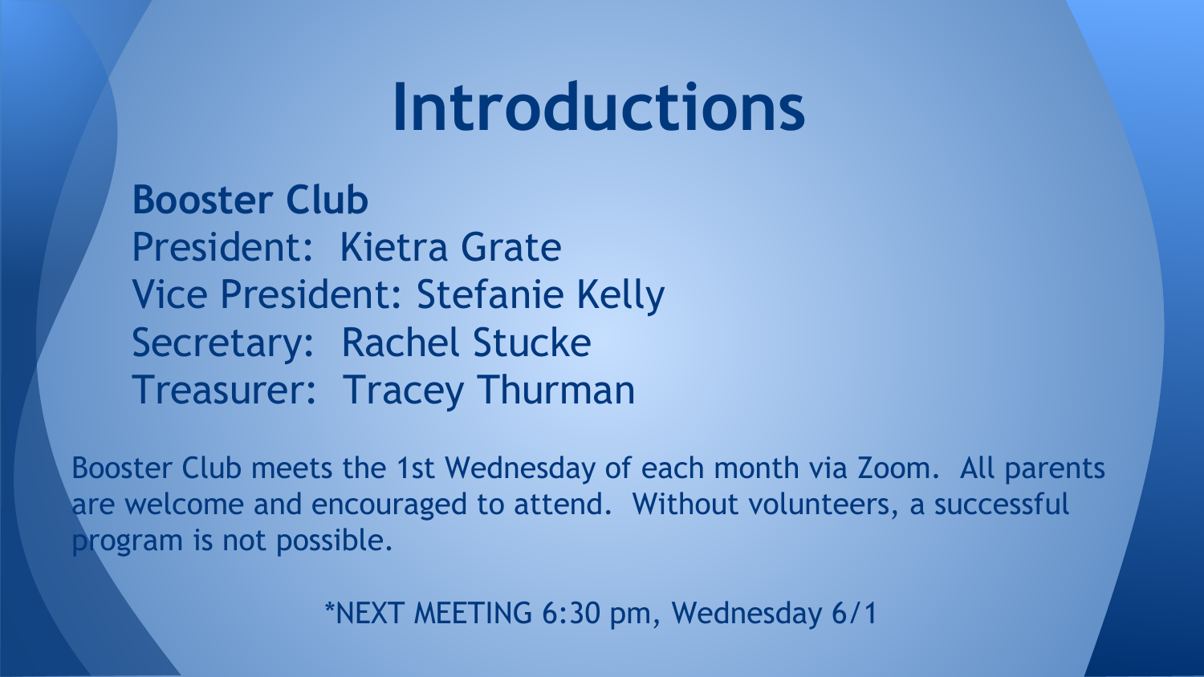# Introductions

**Booster Club**

President: Kietra Grate
Vice President: Stefanie Kelly
Secretary: Rachel Stucke
Treasurer: Tracey Thurman

Booster Club meets the 1st Wednesday of each month via Zoom. All parents are welcome and encouraged to attend. Without volunteers, a successful program is not possible.

*NEXT MEETING 6:30 pm, Wednesday 6/1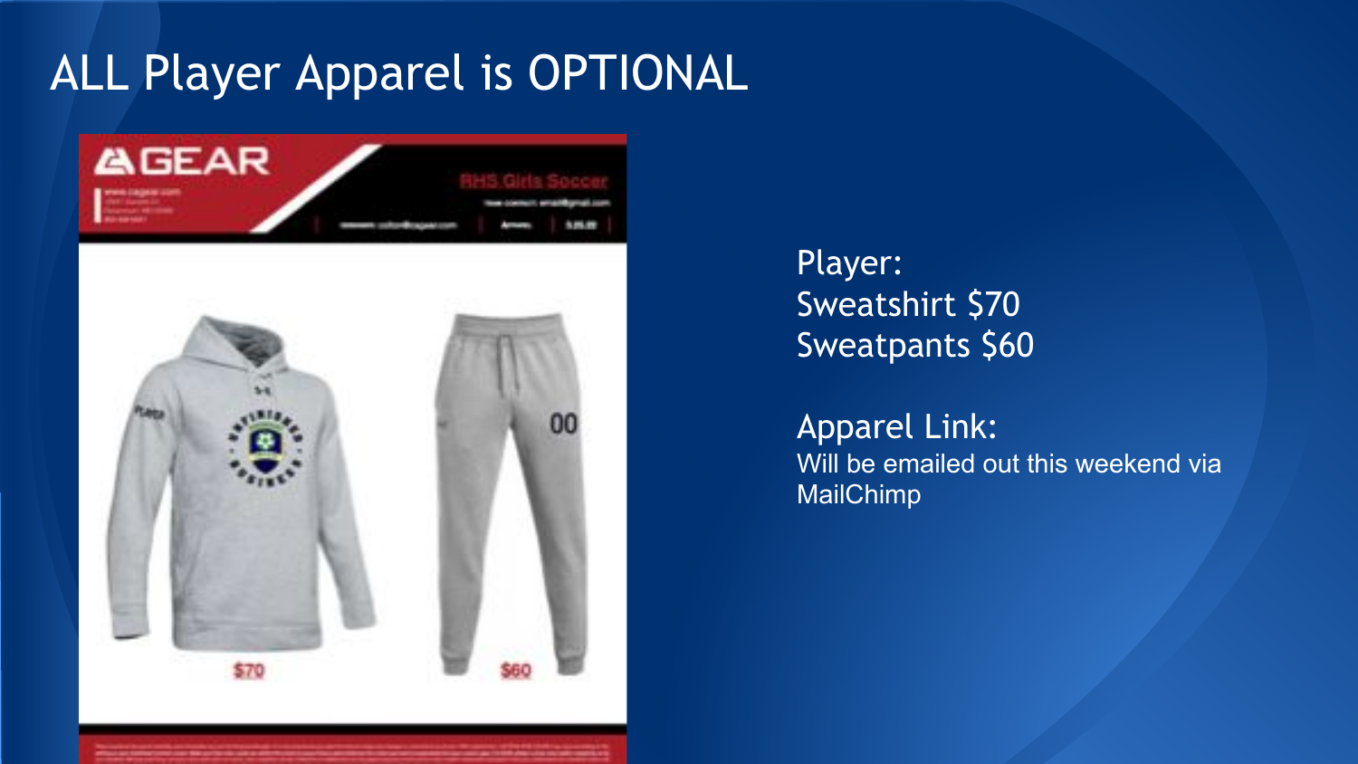# ALL Player Apparel is OPTIONAL

GEAR

RHS Girls Soccer

$70

$60

Player:
Sweatshirt $70
Sweatpants $60

Apparel Link:
Will be emailed out this weekend via MailChimp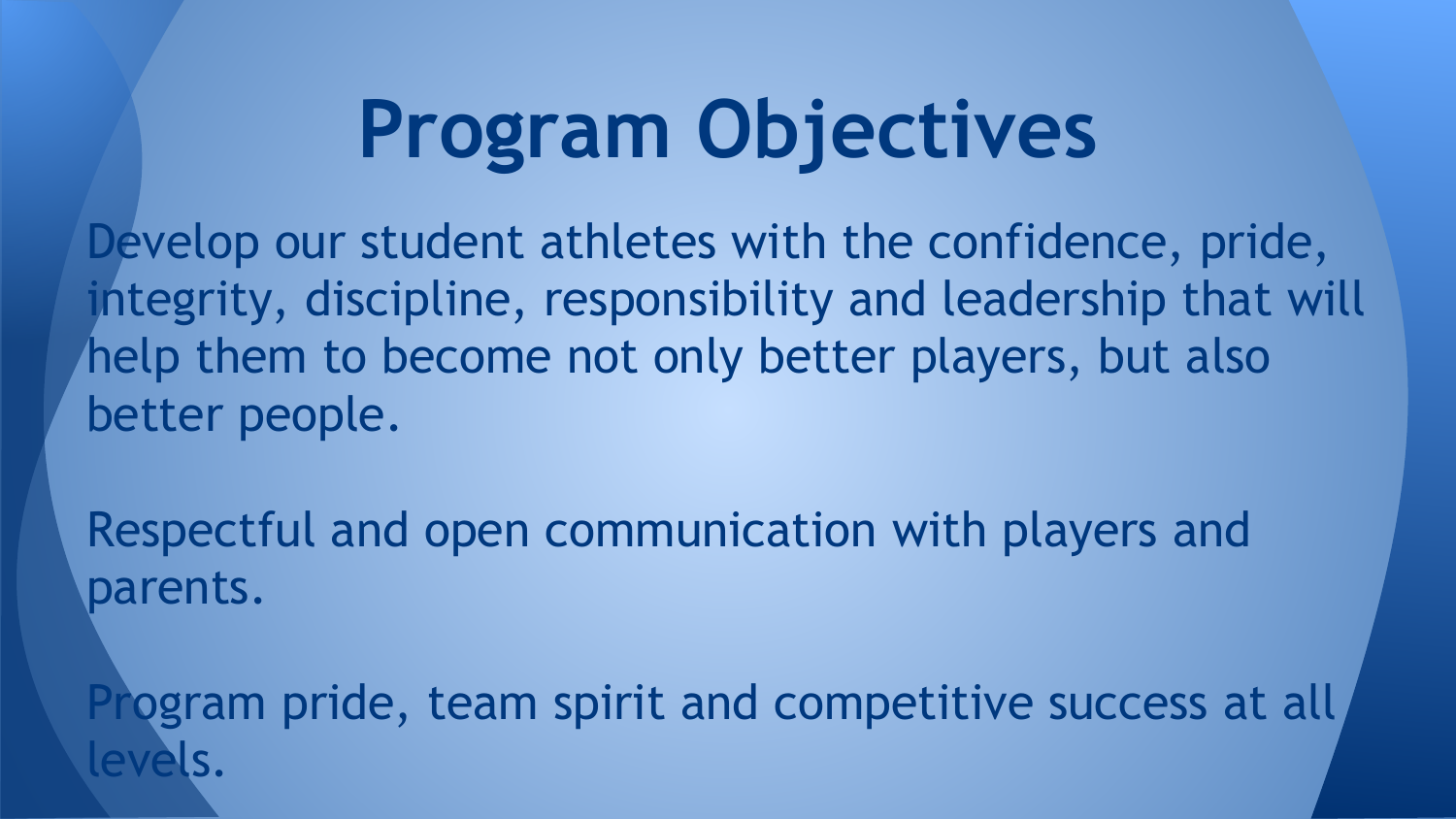# Program Objectives

Develop our student athletes with the confidence, pride, integrity, discipline, responsibility and leadership that will help them to become not only better players, but also better people.

Respectful and open communication with players and parents.

Program pride, team spirit and competitive success at all levels.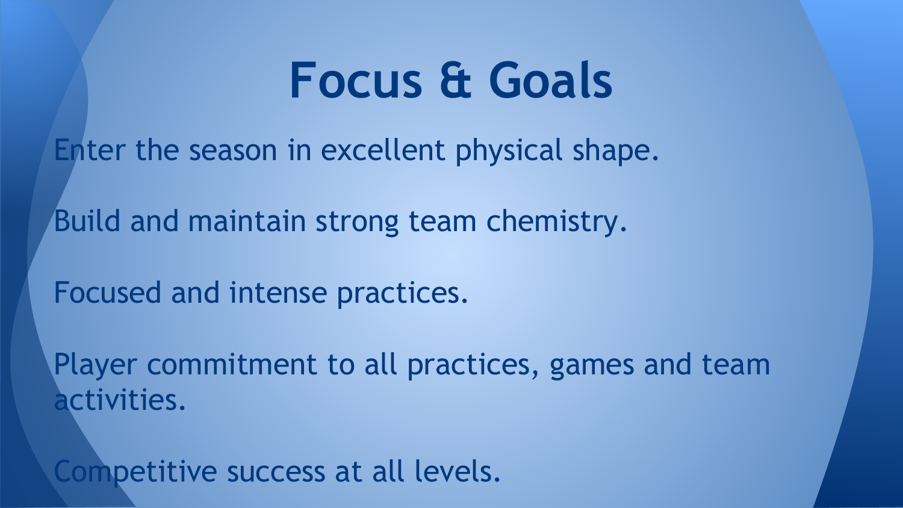# Focus & Goals

Enter the season in excellent physical shape.

Build and maintain strong team chemistry.

Focused and intense practices.

Player commitment to all practices, games and team activities.

Competitive success at all levels.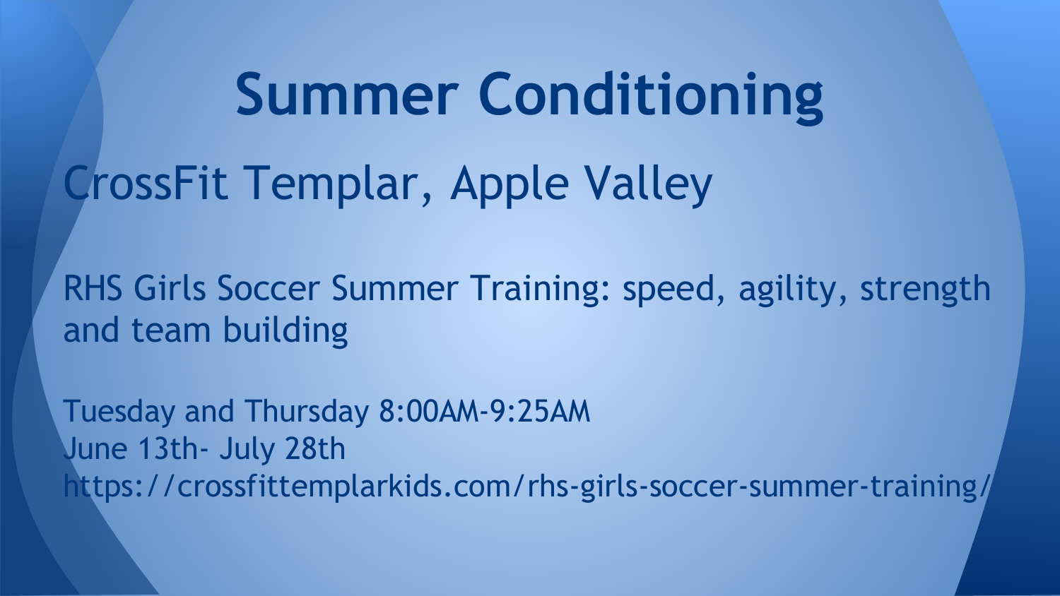# Summary Conditioning

## CrossFit Templar, Apple Valley

RHS Girls Soccer Summer Training: speed, agility, strength and team building

Tuesday and Thursday 8:00AM-9:25AM
June 13th- July 28th
https://crossfittemplarkids.com/rhs-girls-soccer-summer-training/

# Summer Conditioning

## CrossFit Templar, Apple Valley

RHS Girls Soccer Summer Training: speed, agility, strength and team building

Tuesday and Thursday 8:00AM-9:25AM
June 13th- July 28th
https://crossfittemplarkids.com/rhs-girls-soccer-summer-training/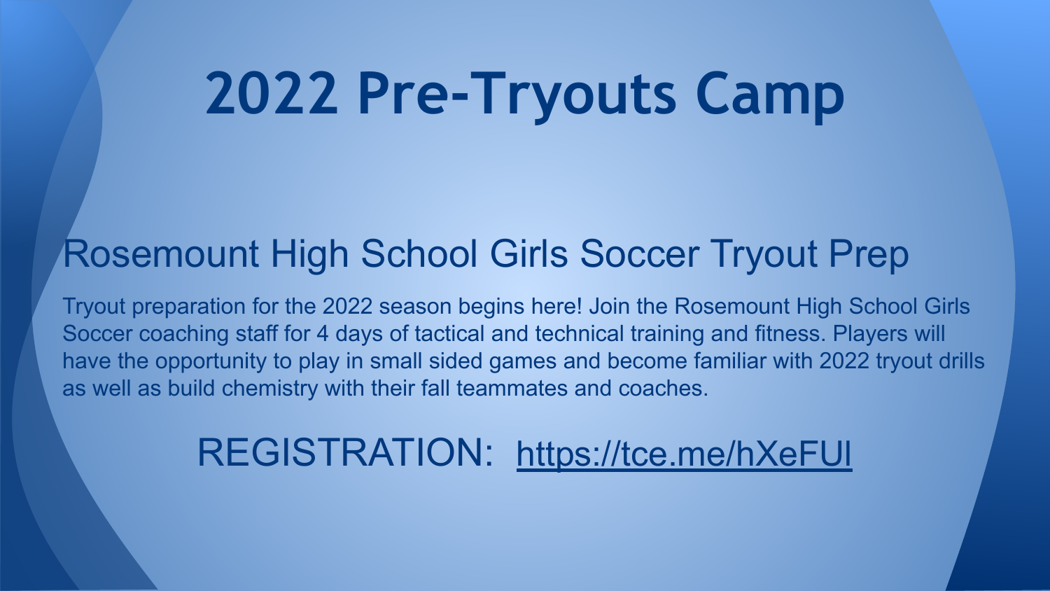# 2022 Pre-Tryouts Camp

## Rosemount High School Girls Soccer Tryout Prep

Tryout preparation for the 2022 season begins here! Join the Rosemount High School Girls Soccer coaching staff for 4 days of tactical and technical training and fitness. Players will have the opportunity to play in small sided games and become familiar with 2022 tryout drills as well as build chemistry with their fall teammates and coaches.

REGISTRATION: https://tce.me/hXeFUl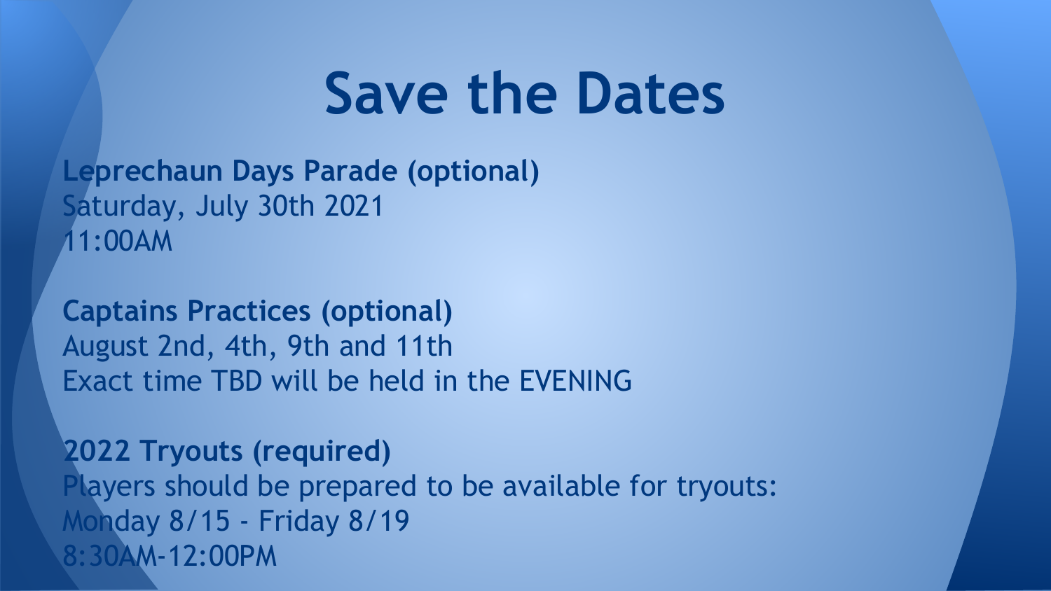# Save the Dates

**Leprechaun Days Parade (optional)**
Saturday, July 30th 2021
11:00AM

**Captains Practices (optional)**
August 2nd, 4th, 9th and 11th
Exact time TBD will be held in the EVENING

**2022 Tryouts (required)**
Players should be prepared to be available for tryouts:
Monday 8/15 - Friday 8/19
8:30AM-12:00PM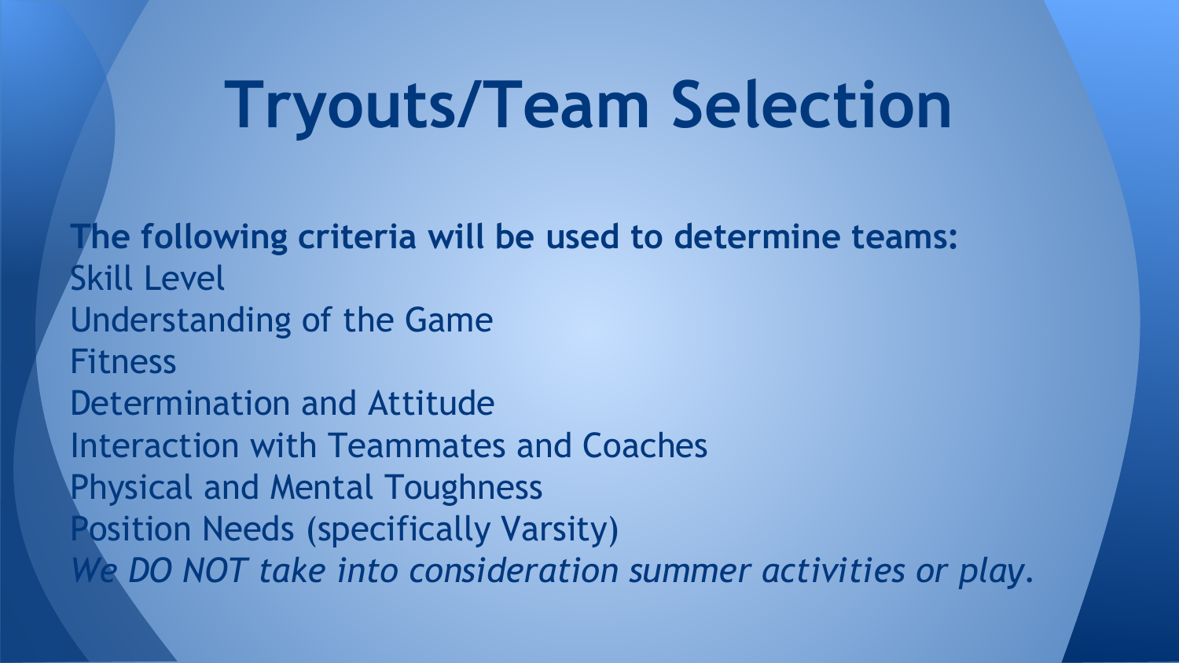# Tryouts/Team Selection

**The following criteria will be used to determine teams:**

Skill Level
Understanding of the Game
Fitness
Determination and Attitude
Interaction with Teammates and Coaches
Physical and Mental Toughness
Position Needs (specifically Varsity)

*We DO NOT take into consideration summer activities or play.*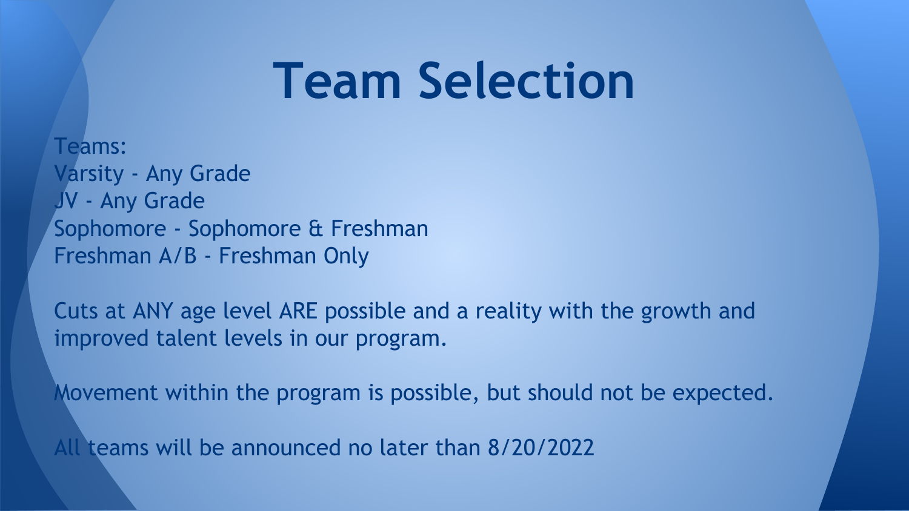# Team Selection

Teams:
Varsity - Any Grade
JV - Any Grade
Sophomore - Sophomore & Freshman
Freshman A/B - Freshman Only

Cuts at ANY age level ARE possible and a reality with the growth and improved talent levels in our program.

Movement within the program is possible, but should not be expected.

All teams will be announced no later than 8/20/2022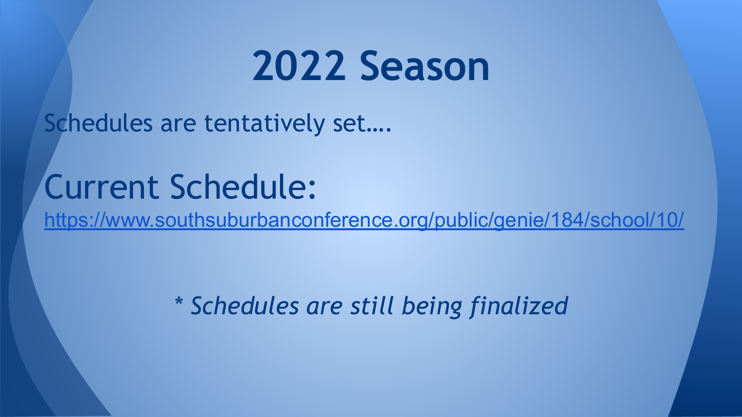# 2022 Season

Schedules are tentatively set….

## Current Schedule:

https://www.southsuburbanconference.org/public/genie/184/school/10/

*\* Schedules are still being finalized*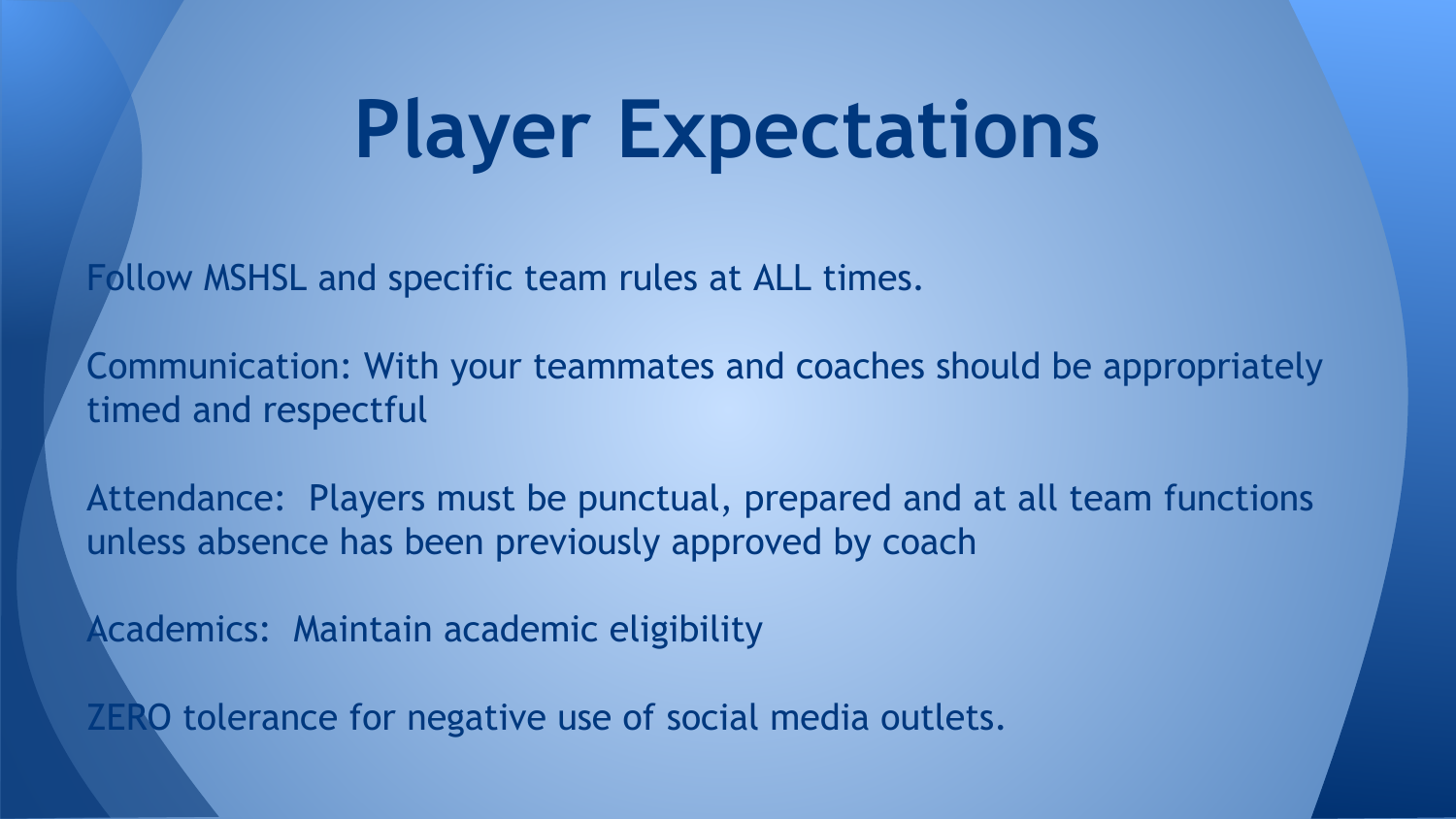# Player Expectations

Follow MSHSL and specific team rules at ALL times.

Communication: With your teammates and coaches should be appropriately timed and respectful

Attendance:  Players must be punctual, prepared and at all team functions unless absence has been previously approved by coach

Academics:  Maintain academic eligibility

ZERO tolerance for negative use of social media outlets.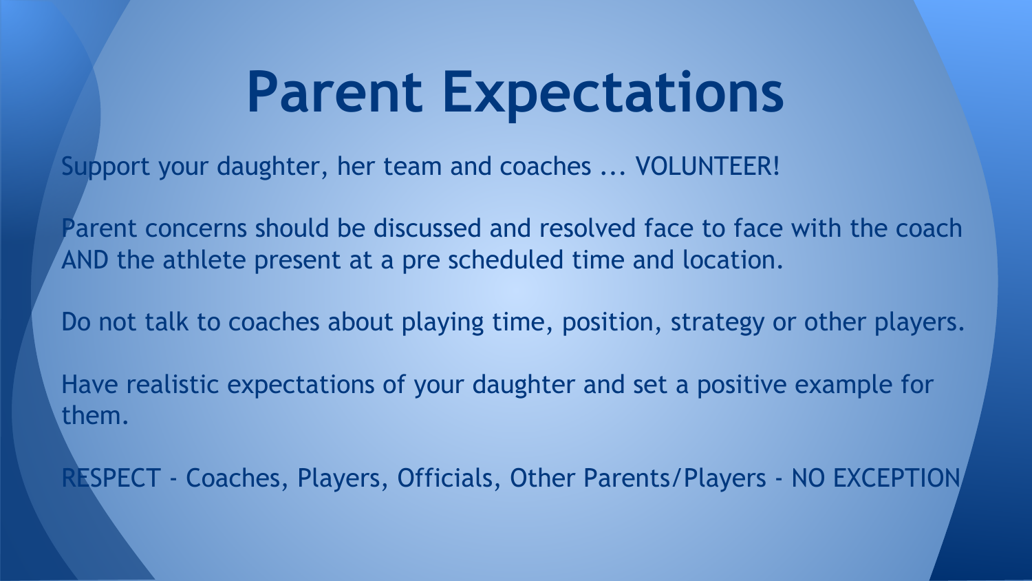# Parent Expectations

Support your daughter, her team and coaches ... VOLUNTEER!

Parent concerns should be discussed and resolved face to face with the coach AND the athlete present at a pre scheduled time and location.

Do not talk to coaches about playing time, position, strategy or other players.

Have realistic expectations of your daughter and set a positive example for them.

RESPECT - Coaches, Players, Officials, Other Parents/Players - NO EXCEPTION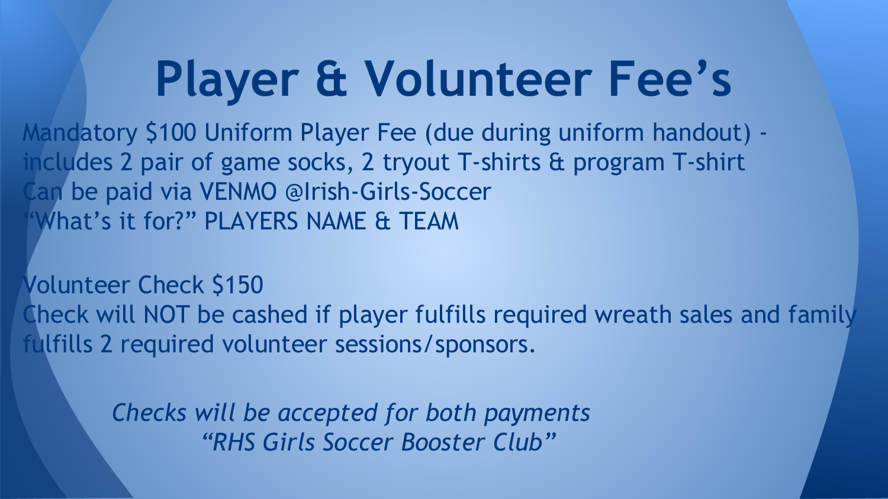# Player & Volunteer Fee’s

Mandatory $100 Uniform Player Fee (due during uniform handout) - includes 2 pair of game socks, 2 tryout T-shirts & program T-shirt
Can be paid via VENMO @Irish-Girls-Soccer
“What’s it for?” PLAYERS NAME & TEAM

Volunteer Check $150
Check will NOT be cashed if player fulfills required wreath sales and family fulfills 2 required volunteer sessions/sponsors.

*Checks will be accepted for both payments*
*“RHS Girls Soccer Booster Club”*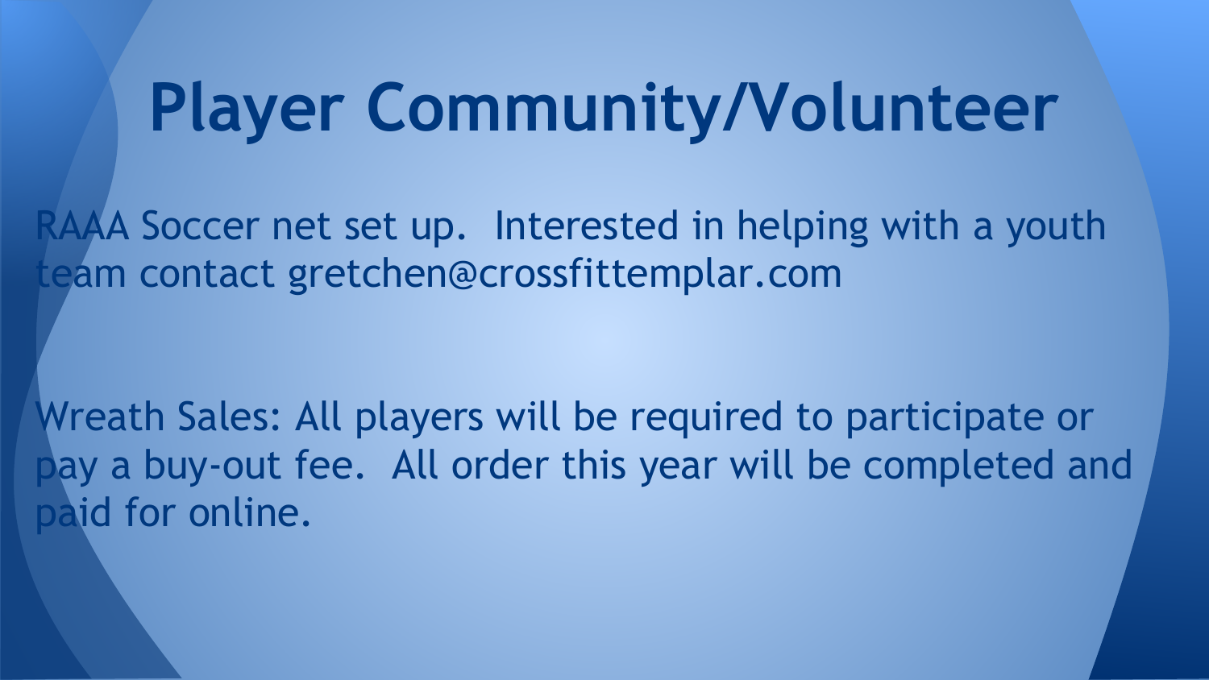# Player Community/Volunteer

RAAA Soccer net set up.  Interested in helping with a youth team contact gretchen@crossfittemplar.com

Wreath Sales: All players will be required to participate or pay a buy-out fee.  All order this year will be completed and paid for online.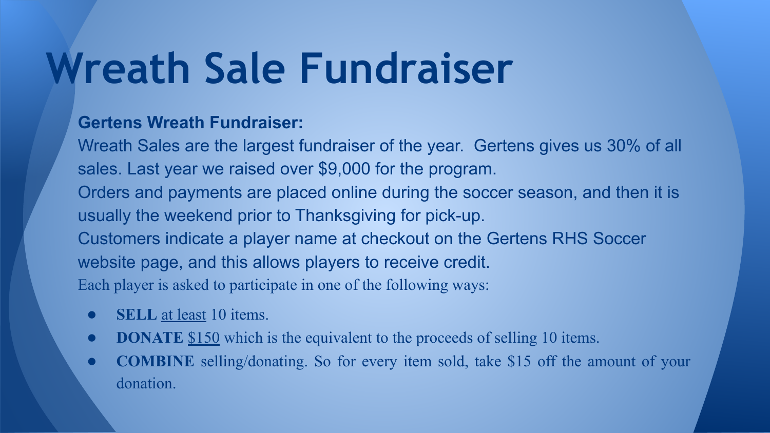# Wreath Sale Fundraiser

**Gertens Wreath Fundraiser:**

Wreath Sales are the largest fundraiser of the year. Gertens gives us 30% of all sales. Last year we raised over $9,000 for the program.

Orders and payments are placed online during the soccer season, and then it is usually the weekend prior to Thanksgiving for pick-up.

Customers indicate a player name at checkout on the Gertens RHS Soccer website page, and this allows players to receive credit.

Each player is asked to participate in one of the following ways:

- **SELL** at least 10 items.
- **DONATE** $150 which is the equivalent to the proceeds of selling 10 items.
- **COMBINE** selling/donating. So for every item sold, take $15 off the amount of your donation.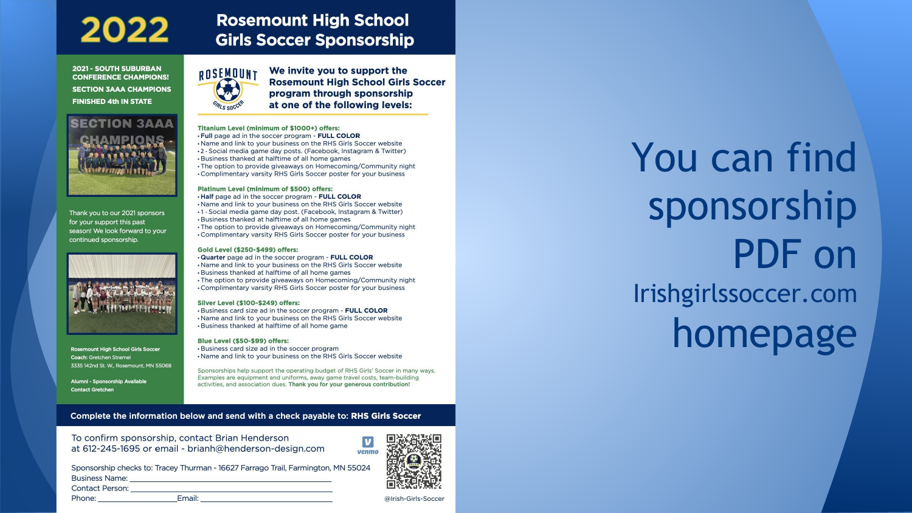# 2022 Rosemount High School Girls Soccer Sponsorship

**2021 - SOUTH SUBURBAN CONFERENCE CHAMPIONS!**

**SECTION 3AAA CHAMPIONS**

**FINISHED 4th IN STATE**

SECTION 3AAA CHAMPIONS

Thank you to our 2021 sponsors for your support this past season! We look forward to your continued sponsorship.

**Rosemount High School Girls Soccer**
Coach: Gretchen Stramel
3335 142nd St. W., Rosemount, MN 55068

**Alumni - Sponsorship Available**
**Contact Gretchen**

ROSEMOUNT GIRLS SOCCER

## We invite you to support the Rosemount High School Girls Soccer program through sponsorship at one of the following levels:

### Titanium Level (minimum of $1000+) offers:

- **Full** page ad in the soccer program - **FULL COLOR**
- Name and link to your business on the RHS Girls Soccer website
- 2 - Social media game day posts. (Facebook, Instagram & Twitter)
- Business thanked at halftime of all home games
- The option to provide giveaways on Homecoming/Community night
- Complimentary varsity RHS Girls Soccer poster for your business

### Platinum Level (minimum of $500) offers:

- **Half** page ad in the soccer program - **FULL COLOR**
- Name and link to your business on the RHS Girls Soccer website
- 1 - Social media game day post. (Facebook, Instagram & Twitter)
- Business thanked at halftime of all home games
- The option to provide giveaways on Homecoming/Community night
- Complimentary varsity RHS Girls Soccer poster for your business

### Gold Level ($250-$499) offers:

- **Quarter** page ad in the soccer program - **FULL COLOR**
- Name and link to your business on the RHS Girls Soccer website
- Business thanked at halftime of all home games
- The option to provide giveaways on Homecoming/Community night
- Complimentary varsity RHS Girls Soccer poster for your business

### Silver Level ($100-$249) offers:

- Business card size ad in the soccer program - **FULL COLOR**
- Name and link to your business on the RHS Girls Soccer website
- Business thanked at halftime of all home game

### Blue Level ($50-$99) offers:

- Business card size ad in the soccer program
- Name and link to your business on the RHS Girls Soccer website

Sponsorships help support the operating budget of RHS Girls' Soccer in many ways. Examples are equipment and uniforms, away game travel costs, team-building activities, and association dues. **Thank you for your generous contribution!**

**Complete the information below and send with a check payable to: RHS Girls Soccer**

To confirm sponsorship, contact Brian Henderson at 612-245-1695 or email - brianh@henderson-design.com

Sponsorship checks to: Tracey Thurman - 16627 Farrago Trail, Farmington, MN 55024

Business Name: ______________________________

Contact Person: ______________________________

Phone: ________________ Email: ________________

venmo

@Irish-Girls-Soccer

You can find sponsorship PDF on Irishgirlssoccer.com homepage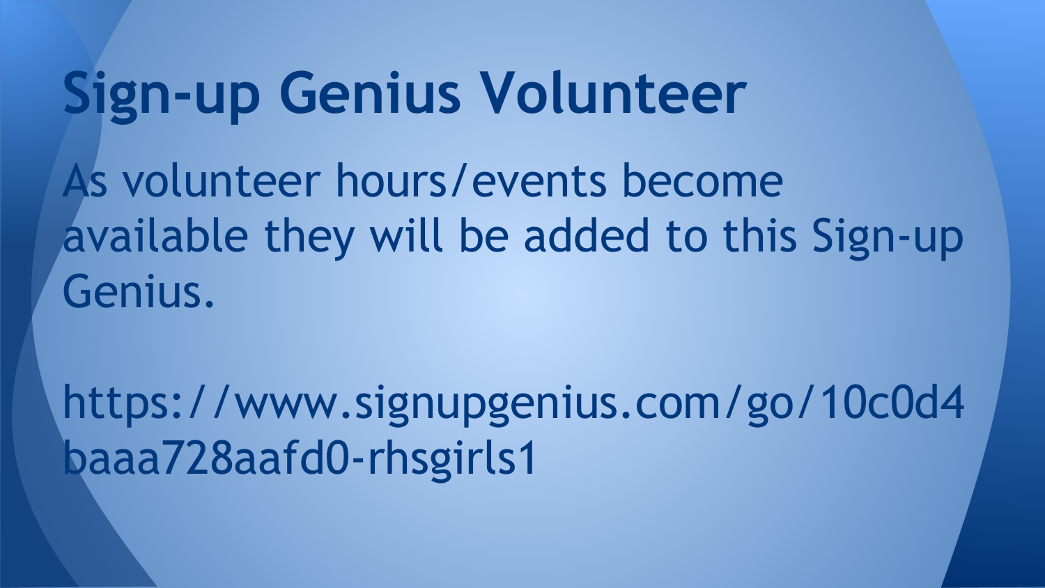# Sign-up Genius Volunteer

As volunteer hours/events become available they will be added to this Sign-up Genius.

https://www.signupgenius.com/go/10c0d4baaa728aafd0-rhsgirls1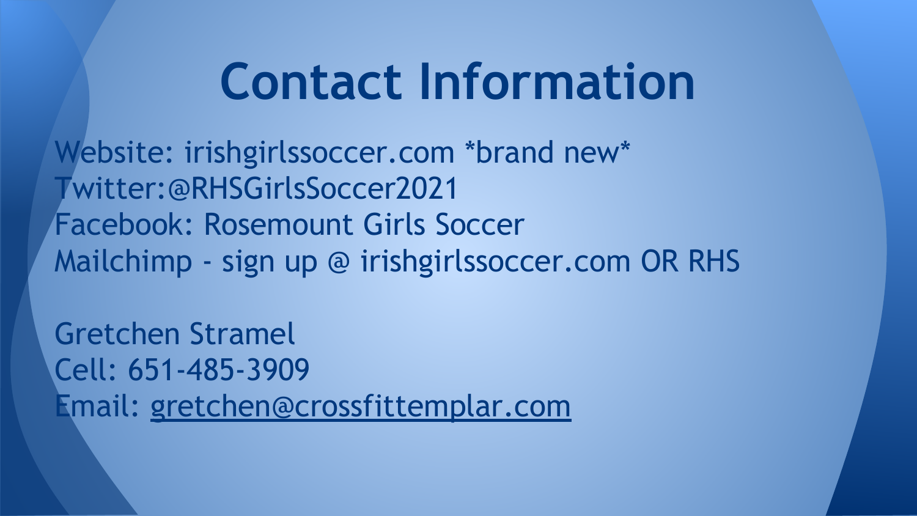# Contact Information

Website: irishgirlssoccer.com *brand new*
Twitter:@RHSGirlsSoccer2021
Facebook: Rosemount Girls Soccer
Mailchimp - sign up @ irishgirlssoccer.com OR RHS

Gretchen Stramel
Cell: 651-485-3909
Email: gretchen@crossfittemplar.com